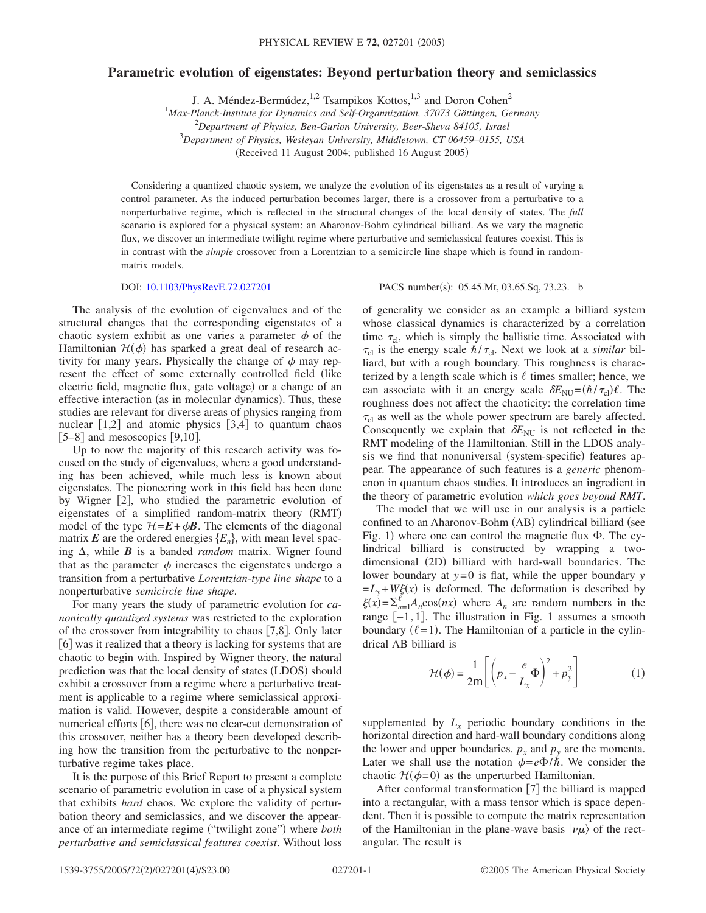# Parametric evolution of eigenstates: Beyond perturbation theory and semiclassics

J. A. Méndez-Bermúdez,[1,2] Tsampikos Kottos,[1,3] and Doron Cohen[2]

[1]*Max-Planck-Institute for Dynamics and Self-Organnization, 37073 Göttingen, Germany*
[2]*Department of Physics, Ben-Gurion University, Beer-Sheva 84105, Israel*
[3]*Department of Physics, Wesleyan University, Middletown, CT 06459–0155, USA*

(Received 11 August 2004; published 16 August 2005)

Considering a quantized chaotic system, we analyze the evolution of its eigenstates as a result of varying a control parameter. As the induced perturbation becomes larger, there is a crossover from a perturbative to a nonperturbative regime, which is reflected in the structural changes of the local density of states. The *full* scenario is explored for a physical system: an Aharonov-Bohm cylindrical billiard. As we vary the magnetic flux, we discover an intermediate twilight regime where perturbative and semiclassical features coexist. This is in contrast with the *simple* crossover from a Lorentzian to a semicircle line shape which is found in random-matrix models.

DOI: 10.1103/PhysRevE.72.027201

PACS number(s): 05.45.Mt, 03.65.Sq, 73.23.−b

The analysis of the evolution of eigenvalues and of the structural changes that the corresponding eigenstates of a chaotic system exhibit as one varies a parameter $\phi$ of the Hamiltonian $\mathcal{H}(\phi)$ has sparked a great deal of research activity for many years. Physically the change of $\phi$ may represent the effect of some externally controlled field (like electric field, magnetic flux, gate voltage) or a change of an effective interaction (as in molecular dynamics). Thus, these studies are relevant for diverse areas of physics ranging from nuclear [1,2] and atomic physics [3,4] to quantum chaos [5–8] and mesoscopics [9,10].

Up to now the majority of this research activity was focused on the study of eigenvalues, where a good understanding has been achieved, while much less is known about eigenstates. The pioneering work in this field has been done by Wigner [2], who studied the parametric evolution of eigenstates of a simplified random-matrix theory (RMT) model of the type $\mathcal{H}=\boldsymbol{E}+\phi\boldsymbol{B}$. The elements of the diagonal matrix $\boldsymbol{E}$ are the ordered energies $\{E_n\}$, with mean level spacing $\Delta$, while $\boldsymbol{B}$ is a banded *random* matrix. Wigner found that as the parameter $\phi$ increases the eigenstates undergo a transition from a perturbative *Lorentzian-type line shape* to a nonperturbative *semicircle line shape*.

For many years the study of parametric evolution for *canonically quantized systems* was restricted to the exploration of the crossover from integrability to chaos [7,8]. Only later [6] was it realized that a theory is lacking for systems that are chaotic to begin with. Inspired by Wigner theory, the natural prediction was that the local density of states (LDOS) should exhibit a crossover from a regime where a perturbative treatment is applicable to a regime where semiclassical approximation is valid. However, despite a considerable amount of numerical efforts [6], there was no clear-cut demonstration of this crossover, neither has a theory been developed describing how the transition from the perturbative to the nonperturbative regime takes place.

It is the purpose of this Brief Report to present a complete scenario of parametric evolution in case of a physical system that exhibits *hard* chaos. We explore the validity of perturbation theory and semiclassics, and we discover the appearance of an intermediate regime ("twilight zone") where *both perturbative and semiclassical features coexist*. Without loss of generality we consider as an example a billiard system whose classical dynamics is characterized by a correlation time $\tau_{\rm cl}$, which is simply the ballistic time. Associated with $\tau_{\rm cl}$ is the energy scale $\hbar/\tau_{\rm cl}$. Next we look at a *similar* billiard, but with a rough boundary. This roughness is characterized by a length scale which is $\ell$ times smaller; hence, we can associate with it an energy scale $\delta E_{\rm NU}=(\hbar/\tau_{\rm cl})\ell$. The roughness does not affect the chaoticity: the correlation time $\tau_{\rm cl}$ as well as the whole power spectrum are barely affected. Consequently we explain that $\delta E_{\rm NU}$ is not reflected in the RMT modeling of the Hamiltonian. Still in the LDOS analysis we find that nonuniversal (system-specific) features appear. The appearance of such features is a *generic* phenomenon in quantum chaos studies. It introduces an ingredient in the theory of parametric evolution *which goes beyond RMT*.

The model that we will use in our analysis is a particle confined to an Aharonov-Bohm (AB) cylindrical billiard (see Fig. 1) where one can control the magnetic flux $\Phi$. The cylindrical billiard is constructed by wrapping a two-dimensional (2D) billiard with hard-wall boundaries. The lower boundary at $y=0$ is flat, while the upper boundary $y=L_y+W\xi(x)$ is deformed. The deformation is described by $\xi(x)=\sum_{n=1}^{\ell}A_n\cos(nx)$ where $A_n$ are random numbers in the range $[-1,1]$. The illustration in Fig. 1 assumes a smooth boundary ($\ell=1$). The Hamiltonian of a particle in the cylindrical AB billiard is

$$\mathcal{H}(\phi)=\frac{1}{2\mathsf{m}}\left[\left(p_x-\frac{e}{L_x}\Phi\right)^2+p_y^2\right] \tag{1}$$

supplemented by $L_x$ periodic boundary conditions in the horizontal direction and hard-wall boundary conditions along the lower and upper boundaries. $p_x$ and $p_y$ are the momenta. Later we shall use the notation $\phi=e\Phi/\hbar$. We consider the chaotic $\mathcal{H}(\phi=0)$ as the unperturbed Hamiltonian.

After conformal transformation [7] the billiard is mapped into a rectangular, with a mass tensor which is space dependent. Then it is possible to compute the matrix representation of the Hamiltonian in the plane-wave basis $|\nu\mu\rangle$ of the rectangular. The result is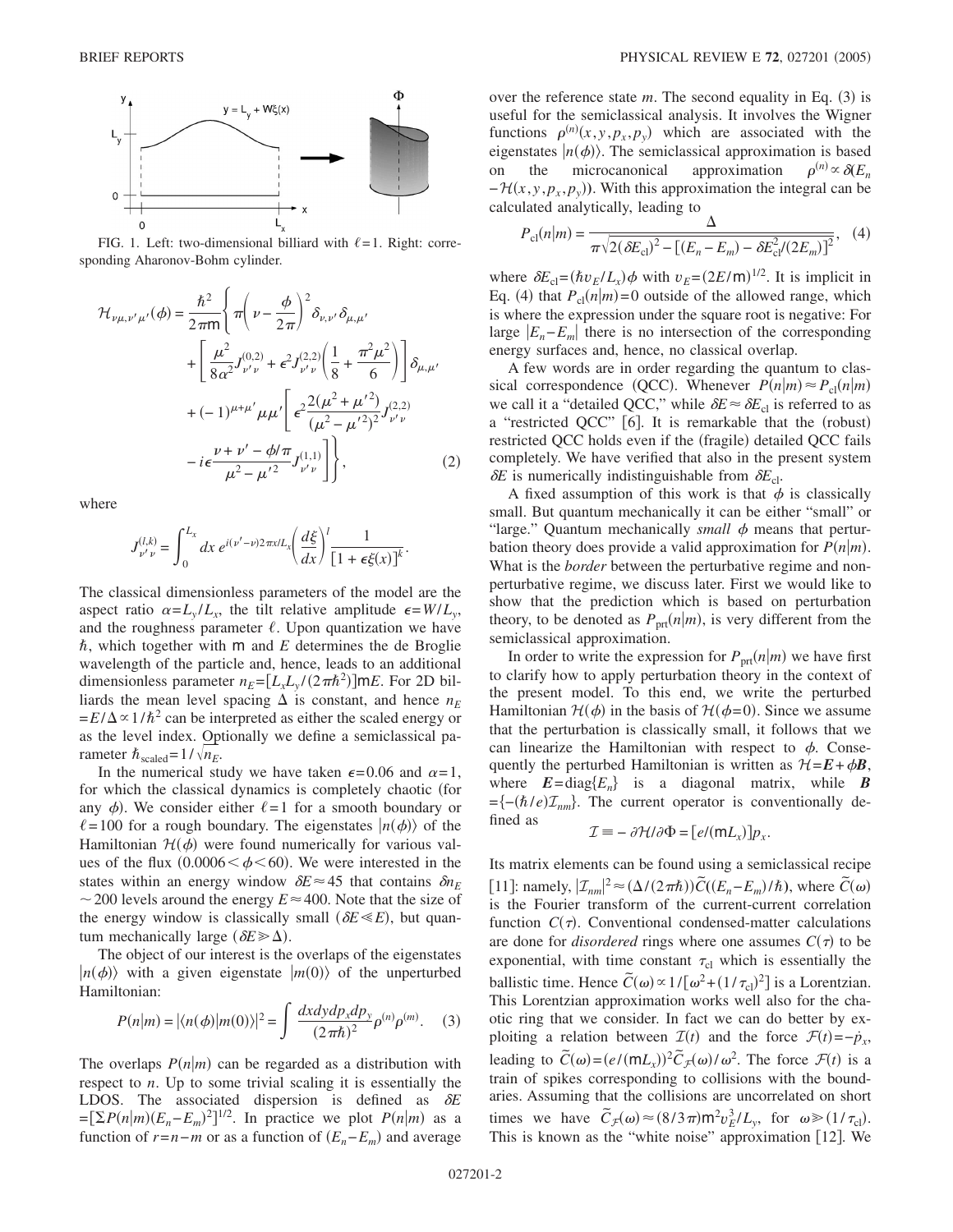FIG. 1. Left: two-dimensional billiard with $\ell=1$. Right: corresponding Aharonov-Bohm cylinder.

$$
\begin{aligned}
\mathcal{H}_{\nu\mu,\nu'\mu'}(\phi) = \frac{\hbar^2}{2\pi \mathsf{m}} \Bigg\{ & \pi\left(\nu - \frac{\phi}{2\pi}\right)^2 \delta_{\nu,\nu'}\delta_{\mu,\mu'} \\
& + \left[ \frac{\mu^2}{8\alpha^2} J^{(0,2)}_{\nu'\nu} + \epsilon^2 J^{(2,2)}_{\nu'\nu}\left(\frac{1}{8} + \frac{\pi^2\mu^2}{6}\right)\right]\delta_{\mu,\mu'} \\
& + (-1)^{\mu+\mu'}\mu\mu'\Bigg[ \epsilon^2 \frac{2(\mu^2+\mu'^2)}{(\mu^2-\mu'^2)^2} J^{(2,2)}_{\nu'\nu} \\
& - i\epsilon \frac{\nu+\nu'-\phi/\pi}{\mu^2-\mu'^2} J^{(1,1)}_{\nu'\nu}\Bigg]\Bigg\},
\end{aligned}
\tag{2}
$$

where

$$
J^{(l,k)}_{\nu'\nu} = \int_0^{L_x} dx\, e^{i(\nu'-\nu)2\pi x/L_x}\left(\frac{d\xi}{dx}\right)^l \frac{1}{[1+\epsilon\xi(x)]^k}.
$$

The classical dimensionless parameters of the model are the aspect ratio $\alpha = L_y/L_x$, the tilt relative amplitude $\epsilon = W/L_y$, and the roughness parameter $\ell$. Upon quantization we have $\hbar$, which together with $\mathsf{m}$ and $E$ determines the de Broglie wavelength of the particle and, hence, leads to an additional dimensionless parameter $n_E = [L_x L_y/(2\pi\hbar^2)]\mathsf{m}E$. For 2D billiards the mean level spacing $\Delta$ is constant, and hence $n_E = E/\Delta \propto 1/\hbar^2$ can be interpreted as either the scaled energy or as the level index. Optionally we define a semiclassical parameter $\hbar_{\text{scaled}} = 1/\sqrt{n_E}$.

In the numerical study we have taken $\epsilon = 0.06$ and $\alpha = 1$, for which the classical dynamics is completely chaotic (for any $\phi$). We consider either $\ell = 1$ for a smooth boundary or $\ell = 100$ for a rough boundary. The eigenstates $|n(\phi)\rangle$ of the Hamiltonian $\mathcal{H}(\phi)$ were found numerically for various values of the flux $(0.0006 < \phi < 60)$. We were interested in the states within an energy window $\delta E \approx 45$ that contains $\delta n_E \sim 200$ levels around the energy $E \approx 400$. Note that the size of the energy window is classically small $(\delta E \ll E)$, but quantum mechanically large $(\delta E \gg \Delta)$.

The object of our interest is the overlaps of the eigenstates $|n(\phi)\rangle$ with a given eigenstate $|m(0)\rangle$ of the unperturbed Hamiltonian:

$$
P(n|m) = |\langle n(\phi)|m(0)\rangle|^2 = \int \frac{dx\,dy\,dp_x\,dp_y}{(2\pi\hbar)^2}\rho^{(n)}\rho^{(m)}. \tag{3}
$$

The overlaps $P(n|m)$ can be regarded as a distribution with respect to $n$. Up to some trivial scaling it is essentially the LDOS. The associated dispersion is defined as $\delta E = [\sum P(n|m)(E_n - E_m)^2]^{1/2}$. In practice we plot $P(n|m)$ as a function of $r = n - m$ or as a function of $(E_n - E_m)$ and average over the reference state $m$. The second equality in Eq. (3) is useful for the semiclassical analysis. It involves the Wigner functions $\rho^{(n)}(x,y,p_x,p_y)$ which are associated with the eigenstates $|n(\phi)\rangle$. The semiclassical approximation is based on the microcanonical approximation $\rho^{(n)} \propto \delta(E_n - \mathcal{H}(x,y,p_x,p_y))$. With this approximation the integral can be calculated analytically, leading to

$$
P_{\text{cl}}(n|m) = \frac{\Delta}{\pi\sqrt{2(\delta E_{\text{cl}})^2 - [(E_n - E_m) - \delta E_{\text{cl}}^2/(2E_m)]^2}}, \tag{4}
$$

where $\delta E_{\text{cl}} = (\hbar v_E/L_x)\phi$ with $v_E = (2E/\mathsf{m})^{1/2}$. It is implicit in Eq. (4) that $P_{\text{cl}}(n|m) = 0$ outside of the allowed range, which is where the expression under the square root is negative: For large $|E_n - E_m|$ there is no intersection of the corresponding energy surfaces and, hence, no classical overlap.

A few words are in order regarding the quantum to classical correspondence (QCC). Whenever $P(n|m) \approx P_{\text{cl}}(n|m)$ we call it a "detailed QCC," while $\delta E \approx \delta E_{\text{cl}}$ is referred to as a "restricted QCC" [6]. It is remarkable that the (robust) restricted QCC holds even if the (fragile) detailed QCC fails completely. We have verified that also in the present system $\delta E$ is numerically indistinguishable from $\delta E_{\text{cl}}$.

A fixed assumption of this work is that $\phi$ is classically small. But quantum mechanically it can be either "small" or "large." Quantum mechanically *small* $\phi$ means that perturbation theory does provide a valid approximation for $P(n|m)$. What is the *border* between the perturbative regime and nonperturbative regime, we discuss later. First we would like to show that the prediction which is based on perturbation theory, to be denoted as $P_{\text{prt}}(n|m)$, is very different from the semiclassical approximation.

In order to write the expression for $P_{\text{prt}}(n|m)$ we have first to clarify how to apply perturbation theory in the context of the present model. To this end, we write the perturbed Hamiltonian $\mathcal{H}(\phi)$ in the basis of $\mathcal{H}(\phi=0)$. Since we assume that the perturbation is classically small, it follows that we can linearize the Hamiltonian with respect to $\phi$. Consequently the perturbed Hamiltonian is written as $\mathcal{H} = \boldsymbol{E} + \phi\boldsymbol{B}$, where $\boldsymbol{E} = \text{diag}\{E_n\}$ is a diagonal matrix, while $\boldsymbol{B} = \{-(\hbar/e)\mathcal{I}_{nm}\}$. The current operator is conventionally defined as

$$
\mathcal{I} \equiv -\partial\mathcal{H}/\partial\Phi = [e/(\mathsf{m}L_x)]p_x.
$$

Its matrix elements can be found using a semiclassical recipe [11]: namely, $|\mathcal{I}_{nm}|^2 \approx (\Delta/(2\pi\hbar))\tilde{C}((E_n - E_m)/\hbar)$, where $\tilde{C}(\omega)$ is the Fourier transform of the current-current correlation function $C(\tau)$. Conventional condensed-matter calculations are done for *disordered* rings where one assumes $C(\tau)$ to be exponential, with time constant $\tau_{\text{cl}}$ which is essentially the ballistic time. Hence $\tilde{C}(\omega) \propto 1/[\omega^2 + (1/\tau_{\text{cl}})^2]$ is a Lorentzian. This Lorentzian approximation works well also for the chaotic ring that we consider. In fact we can do better by exploiting a relation between $\mathcal{I}(t)$ and the force $\mathcal{F}(t) = -\dot{p}_x$, leading to $\tilde{C}(\omega) = (e/(\mathsf{m}L_x))^2\tilde{C}_{\mathcal{F}}(\omega)/\omega^2$. The force $\mathcal{F}(t)$ is a train of spikes corresponding to collisions with the boundaries. Assuming that the collisions are uncorrelated on short times we have $\tilde{C}_{\mathcal{F}}(\omega) \approx (8/3\pi)\mathsf{m}^2 v_E^3/L_y$, for $\omega \gg (1/\tau_{\text{cl}})$. This is known as the "white noise" approximation [12]. We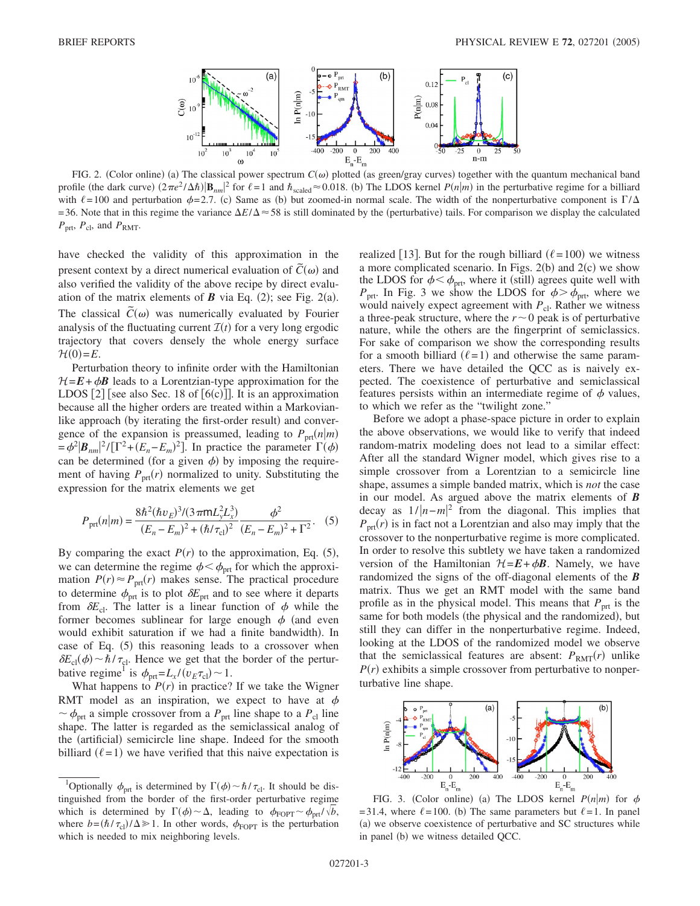FIG. 2. (Color online) (a) The classical power spectrum $C(\omega)$ plotted (as green/gray curves) together with the quantum mechanical band profile (the dark curve) $(2\pi e^2/\Delta\hbar)|\mathbf{B}_{nm}|^2$ for $\ell=1$ and $\hbar_{\text{scaled}}\approx 0.018$. (b) The LDOS kernel $P(n|m)$ in the perturbative regime for a billiard with $\ell=100$ and perturbation $\phi=2.7$. (c) Same as (b) but zoomed-in normal scale. The width of the nonperturbative component is $\Gamma/\Delta=36$. Note that in this regime the variance $\Delta E/\Delta\approx 58$ is still dominated by the (perturbative) tails. For comparison we display the calculated $P_{\text{prt}}$, $P_{\text{cl}}$, and $P_{\text{RMT}}$.

have checked the validity of this approximation in the present context by a direct numerical evaluation of $\tilde{C}(\omega)$ and also verified the validity of the above recipe by direct evaluation of the matrix elements of $\boldsymbol{B}$ via Eq. (2); see Fig. 2(a). The classical $\tilde{C}(\omega)$ was numerically evaluated by Fourier analysis of the fluctuating current $\mathcal{I}(t)$ for a very long ergodic trajectory that covers densely the whole energy surface $\mathcal{H}(0)=E$.

Perturbation theory to infinite order with the Hamiltonian $\mathcal{H}=\boldsymbol{E}+\phi\boldsymbol{B}$ leads to a Lorentzian-type approximation for the LDOS [2] [see also Sec. 18 of [6(c)]]. It is an approximation because all the higher orders are treated within a Markovian-like approach (by iterating the first-order result) and convergence of the expansion is preassumed, leading to $P_{\text{prt}}(n|m) = \phi^2|\boldsymbol{B}_{nm}|^2/[\Gamma^2+(E_n-E_m)^2]$. In practice the parameter $\Gamma(\phi)$ can be determined (for a given $\phi$) by imposing the requirement of having $P_{\text{prt}}(r)$ normalized to unity. Substituting the expression for the matrix elements we get

$$P_{\text{prt}}(n|m) = \frac{8\hbar^2(\hbar v_E)^3/(3\pi \mathsf{m} L_y^2 L_x^3)}{(E_n-E_m)^2+(\hbar/\tau_{\text{cl}})^2}\frac{\phi^2}{(E_n-E_m)^2+\Gamma^2}. \quad (5)$$

By comparing the exact $P(r)$ to the approximation, Eq. (5), we can determine the regime $\phi<\phi_{\text{prt}}$ for which the approximation $P(r)\approx P_{\text{prt}}(r)$ makes sense. The practical procedure to determine $\phi_{\text{prt}}$ is to plot $\delta E_{\text{prt}}$ and to see where it departs from $\delta E_{\text{cl}}$. The latter is a linear function of $\phi$ while the former becomes sublinear for large enough $\phi$ (and even would exhibit saturation if we had a finite bandwidth). In case of Eq. (5) this reasoning leads to a crossover when $\delta E_{\text{cl}}(\phi)\sim\hbar/\tau_{\text{cl}}$. Hence we get that the border of the perturbative regime[1] is $\phi_{\text{prt}}=L_x/(v_E\tau_{\text{cl}})\sim 1$.

What happens to $P(r)$ in practice? If we take the Wigner RMT model as an inspiration, we expect to have at $\phi\sim\phi_{\text{prt}}$ a simple crossover from a $P_{\text{prt}}$ line shape to a $P_{\text{cl}}$ line shape. The latter is regarded as the semiclassical analog of the (artificial) semicircle line shape. Indeed for the smooth billiard ($\ell=1$) we have verified that this naive expectation is realized [13]. But for the rough billiard ($\ell=100$) we witness a more complicated scenario. In Figs. 2(b) and 2(c) we show the LDOS for $\phi<\phi_{\text{prt}}$, where it (still) agrees quite well with $P_{\text{prt}}$. In Fig. 3 we show the LDOS for $\phi>\phi_{\text{prt}}$, where we would naively expect agreement with $P_{\text{cl}}$. Rather we witness a three-peak structure, where the $r\sim 0$ peak is of perturbative nature, while the others are the fingerprint of semiclassics. For sake of comparison we show the corresponding results for a smooth billiard ($\ell=1$) and otherwise the same parameters. There we have detailed the QCC as is naively expected. The coexistence of perturbative and semiclassical features persists within an intermediate regime of $\phi$ values, to which we refer as the "twilight zone."

Before we adopt a phase-space picture in order to explain the above observations, we would like to verify that indeed random-matrix modeling does not lead to a similar effect: After all the standard Wigner model, which gives rise to a simple crossover from a Lorentzian to a semicircle line shape, assumes a simple banded matrix, which is *not* the case in our model. As argued above the matrix elements of $\boldsymbol{B}$ decay as $1/|n-m|^2$ from the diagonal. This implies that $P_{\text{prt}}(r)$ is in fact not a Lorentzian and also may imply that the crossover to the nonperturbative regime is more complicated. In order to resolve this subtlety we have taken a randomized version of the Hamiltonian $\mathcal{H}=\boldsymbol{E}+\phi\boldsymbol{B}$. Namely, we have randomized the signs of the off-diagonal elements of the $\boldsymbol{B}$ matrix. Thus we get an RMT model with the same band profile as in the physical model. This means that $P_{\text{prt}}$ is the same for both models (the physical and the randomized), but still they can differ in the nonperturbative regime. Indeed, looking at the LDOS of the randomized model we observe that the semiclassical features are absent: $P_{\text{RMT}}(r)$ unlike $P(r)$ exhibits a simple crossover from perturbative to nonperturbative line shape.

FIG. 3. (Color online) (a) The LDOS kernel $P(n|m)$ for $\phi=31.4$, where $\ell=100$. (b) The same parameters but $\ell=1$. In panel (a) we observe coexistence of perturbative and SC structures while in panel (b) we witness detailed QCC.

[1] Optionally $\phi_{\text{prt}}$ is determined by $\Gamma(\phi)\sim\hbar/\tau_{\text{cl}}$. It should be distinguished from the border of the first-order perturbative regime which is determined by $\Gamma(\phi)\sim\Delta$, leading to $\phi_{\text{FOPT}}\sim\phi_{\text{prt}}/\sqrt{b}$, where $b=(\hbar/\tau_{\text{cl}})/\Delta\gg 1$. In other words, $\phi_{\text{FOPT}}$ is the perturbation which is needed to mix neighboring levels.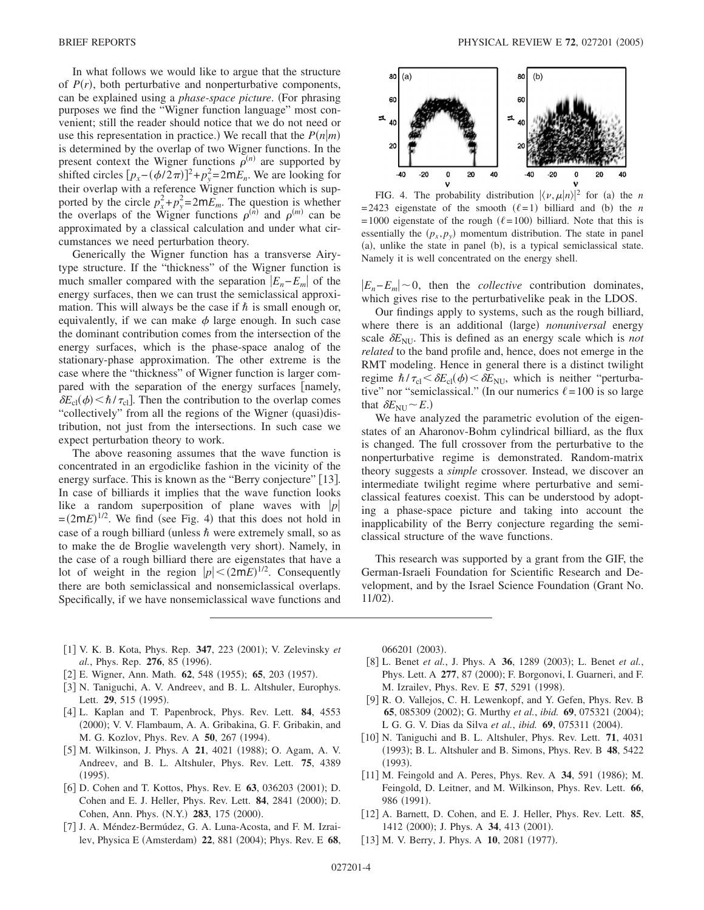In what follows we would like to argue that the structure of $P(r)$, both perturbative and nonperturbative components, can be explained using a *phase-space picture*. (For phrasing purposes we find the "Wigner function language" most convenient; still the reader should notice that we do not need or use this representation in practice.) We recall that the $P(n|m)$ is determined by the overlap of two Wigner functions. In the present context the Wigner functions $\rho^{(n)}$ are supported by shifted circles $[p_x-(\phi/2\pi)]^2+p_y^2=2\mathsf{m}E_n$. We are looking for their overlap with a reference Wigner function which is supported by the circle $p_x^2+p_y^2=2\mathsf{m}E_m$. The question is whether the overlaps of the Wigner functions $\rho^{(n)}$ and $\rho^{(m)}$ can be approximated by a classical calculation and under what circumstances we need perturbation theory.

Generically the Wigner function has a transverse Airy-type structure. If the "thickness" of the Wigner function is much smaller compared with the separation $|E_n-E_m|$ of the energy surfaces, then we can trust the semiclassical approximation. This will always be the case if $\hbar$ is small enough or, equivalently, if we can make $\phi$ large enough. In such case the dominant contribution comes from the intersection of the energy surfaces, which is the phase-space analog of the stationary-phase approximation. The other extreme is the case where the "thickness" of Wigner function is larger compared with the separation of the energy surfaces [namely, $\delta E_{\text{cl}}(\phi)<\hbar/\tau_{\text{cl}}$]. Then the contribution to the overlap comes "collectively" from all the regions of the Wigner (quasi)distribution, not just from the intersections. In such case we expect perturbation theory to work.

The above reasoning assumes that the wave function is concentrated in an ergodiclike fashion in the vicinity of the energy surface. This is known as the "Berry conjecture" [13]. In case of billiards it implies that the wave function looks like a random superposition of plane waves with $|p|=(2\mathsf{m}E)^{1/2}$. We find (see Fig. 4) that this does not hold in case of a rough billiard (unless $\hbar$ were extremely small, so as to make the de Broglie wavelength very short). Namely, in the case of a rough billiard there are eigenstates that have a lot of weight in the region $|p|<(2\mathsf{m}E)^{1/2}$. Consequently there are both semiclassical and nonsemiclassical overlaps. Specifically, if we have nonsemiclassical wave functions and $|E_n-E_m|\sim 0$, then the *collective* contribution dominates, which gives rise to the perturbativelike peak in the LDOS.

(a)
(b)
μ
ν
80
60
40
20
-40 -20 0 20 40

FIG. 4. The probability distribution $|\langle \nu,\mu|n\rangle|^2$ for (a) the $n=2423$ eigenstate of the smooth ($\ell=1$) billiard and (b) the $n=1000$ eigenstate of the rough ($\ell=100$) billiard. Note that this is essentially the $(p_x,p_y)$ momentum distribution. The state in panel (a), unlike the state in panel (b), is a typical semiclassical state. Namely it is well concentrated on the energy shell.

Our findings apply to systems, such as the rough billiard, where there is an additional (large) *nonuniversal* energy scale $\delta E_{\text{NU}}$. This is defined as an energy scale which is *not related* to the band profile and, hence, does not emerge in the RMT modeling. Hence in general there is a distinct twilight regime $\hbar/\tau_{\text{cl}}<\delta E_{\text{cl}}(\phi)<\delta E_{\text{NU}}$, which is neither "perturbative" nor "semiclassical." (In our numerics $\ell=100$ is so large that $\delta E_{\text{NU}}\sim E$.)

We have analyzed the parametric evolution of the eigenstates of an Aharonov-Bohm cylindrical billiard, as the flux is changed. The full crossover from the perturbative to the nonperturbative regime is demonstrated. Random-matrix theory suggests a *simple* crossover. Instead, we discover an intermediate twilight regime where perturbative and semiclassical features coexist. This can be understood by adopting a phase-space picture and taking into account the inapplicability of the Berry conjecture regarding the semiclassical structure of the wave functions.

This research was supported by a grant from the GIF, the German-Israeli Foundation for Scientific Research and Development, and by the Israel Science Foundation (Grant No. 11/02).

[1] V. K. B. Kota, Phys. Rep. **347**, 223 (2001); V. Zelevinsky *et al.*, Phys. Rep. **276**, 85 (1996).

[2] E. Wigner, Ann. Math. **62**, 548 (1955); **65**, 203 (1957).

[3] N. Taniguchi, A. V. Andreev, and B. L. Altshuler, Europhys. Lett. **29**, 515 (1995).

[4] L. Kaplan and T. Papenbrock, Phys. Rev. Lett. **84**, 4553 (2000); V. V. Flambaum, A. A. Gribakina, G. F. Gribakin, and M. G. Kozlov, Phys. Rev. A **50**, 267 (1994).

[5] M. Wilkinson, J. Phys. A **21**, 4021 (1988); O. Agam, A. V. Andreev, and B. L. Altshuler, Phys. Rev. Lett. **75**, 4389 (1995).

[6] D. Cohen and T. Kottos, Phys. Rev. E **63**, 036203 (2001); D. Cohen and E. J. Heller, Phys. Rev. Lett. **84**, 2841 (2000); D. Cohen, Ann. Phys. (N.Y.) **283**, 175 (2000).

[7] J. A. Méndez-Bermúdez, G. A. Luna-Acosta, and F. M. Izrailev, Physica E (Amsterdam) **22**, 881 (2004); Phys. Rev. E **68**, 066201 (2003).

[8] L. Benet *et al.*, J. Phys. A **36**, 1289 (2003); L. Benet *et al.*, Phys. Lett. A **277**, 87 (2000); F. Borgonovi, I. Guarneri, and F. M. Izrailev, Phys. Rev. E **57**, 5291 (1998).

[9] R. O. Vallejos, C. H. Lewenkopf, and Y. Gefen, Phys. Rev. B **65**, 085309 (2002); G. Murthy *et al.*, *ibid.* **69**, 075321 (2004); L G. G. V. Dias da Silva *et al.*, *ibid.* **69**, 075311 (2004).

[10] N. Taniguchi and B. L. Altshuler, Phys. Rev. Lett. **71**, 4031 (1993); B. L. Altshuler and B. Simons, Phys. Rev. B **48**, 5422 (1993).

[11] M. Feingold and A. Peres, Phys. Rev. A **34**, 591 (1986); M. Feingold, D. Leitner, and M. Wilkinson, Phys. Rev. Lett. **66**, 986 (1991).

[12] A. Barnett, D. Cohen, and E. J. Heller, Phys. Rev. Lett. **85**, 1412 (2000); J. Phys. A **34**, 413 (2001).

[13] M. V. Berry, J. Phys. A **10**, 2081 (1977).